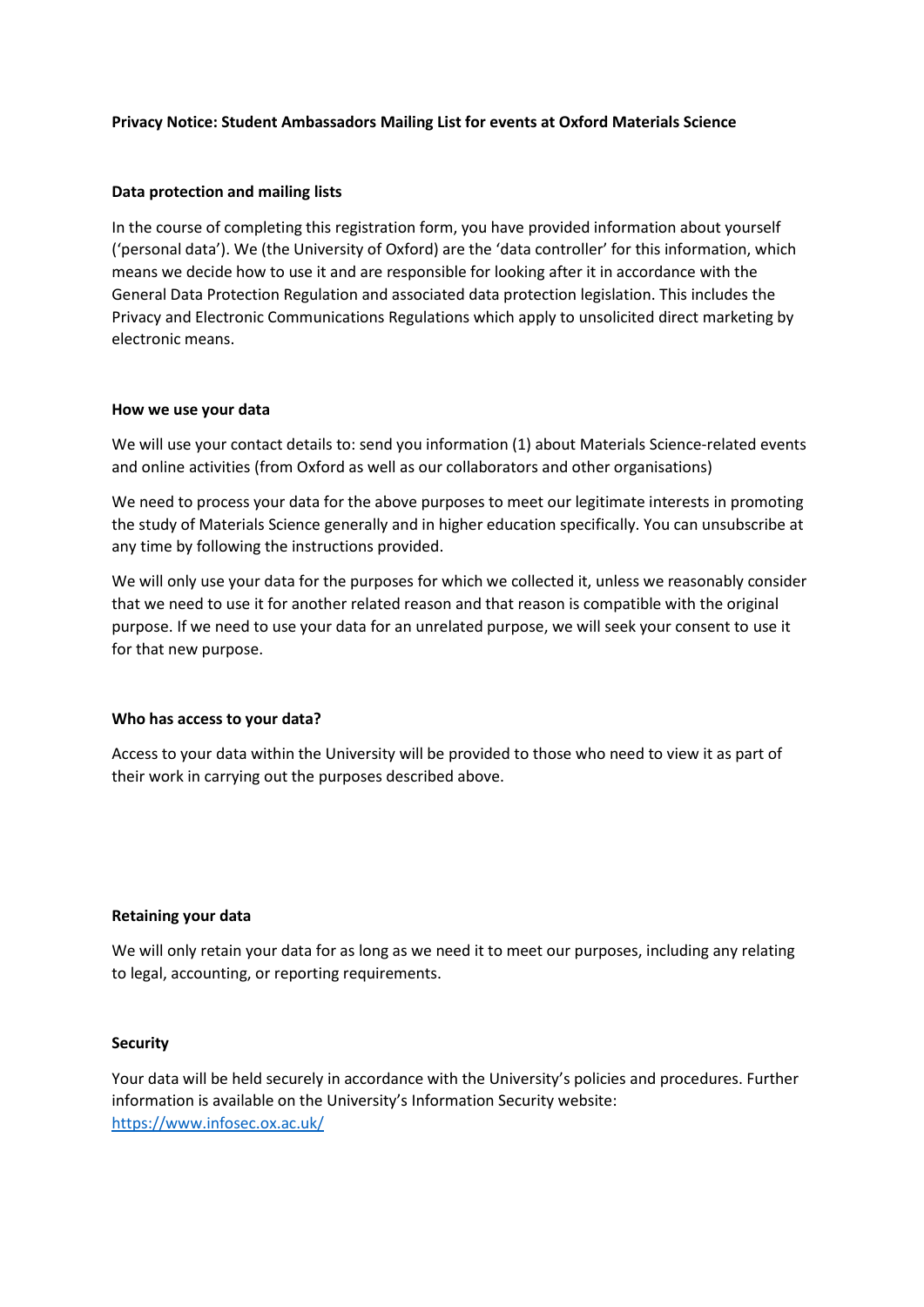**Privacy Notice: Student Ambassadors Mailing List for events at Oxford Materials Science**

**Data protection and mailing lists**

In the course of completing this registration form, you have provided information about yourself ('personal data'). We (the University of Oxford) are the 'data controller' for this information, which means we decide how to use it and are responsible for looking after it in accordance with the General Data Protection Regulation and associated data protection legislation. This includes the Privacy and Electronic Communications Regulations which apply to unsolicited direct marketing by electronic means.

**How we use your data**

We will use your contact details to: send you information (1) about Materials Science-related events and online activities (from Oxford as well as our collaborators and other organisations)

We need to process your data for the above purposes to meet our legitimate interests in promoting the study of Materials Science generally and in higher education specifically. You can unsubscribe at any time by following the instructions provided.

We will only use your data for the purposes for which we collected it, unless we reasonably consider that we need to use it for another related reason and that reason is compatible with the original purpose. If we need to use your data for an unrelated purpose, we will seek your consent to use it for that new purpose.

**Who has access to your data?**

Access to your data within the University will be provided to those who need to view it as part of their work in carrying out the purposes described above.

**Retaining your data**

We will only retain your data for as long as we need it to meet our purposes, including any relating to legal, accounting, or reporting requirements.

**Security**

Your data will be held securely in accordance with the University's policies and procedures. Further information is available on the University's Information Security website: [https://www.infosec.ox.ac.uk/](https://www.infosec.ox.ac.uk/)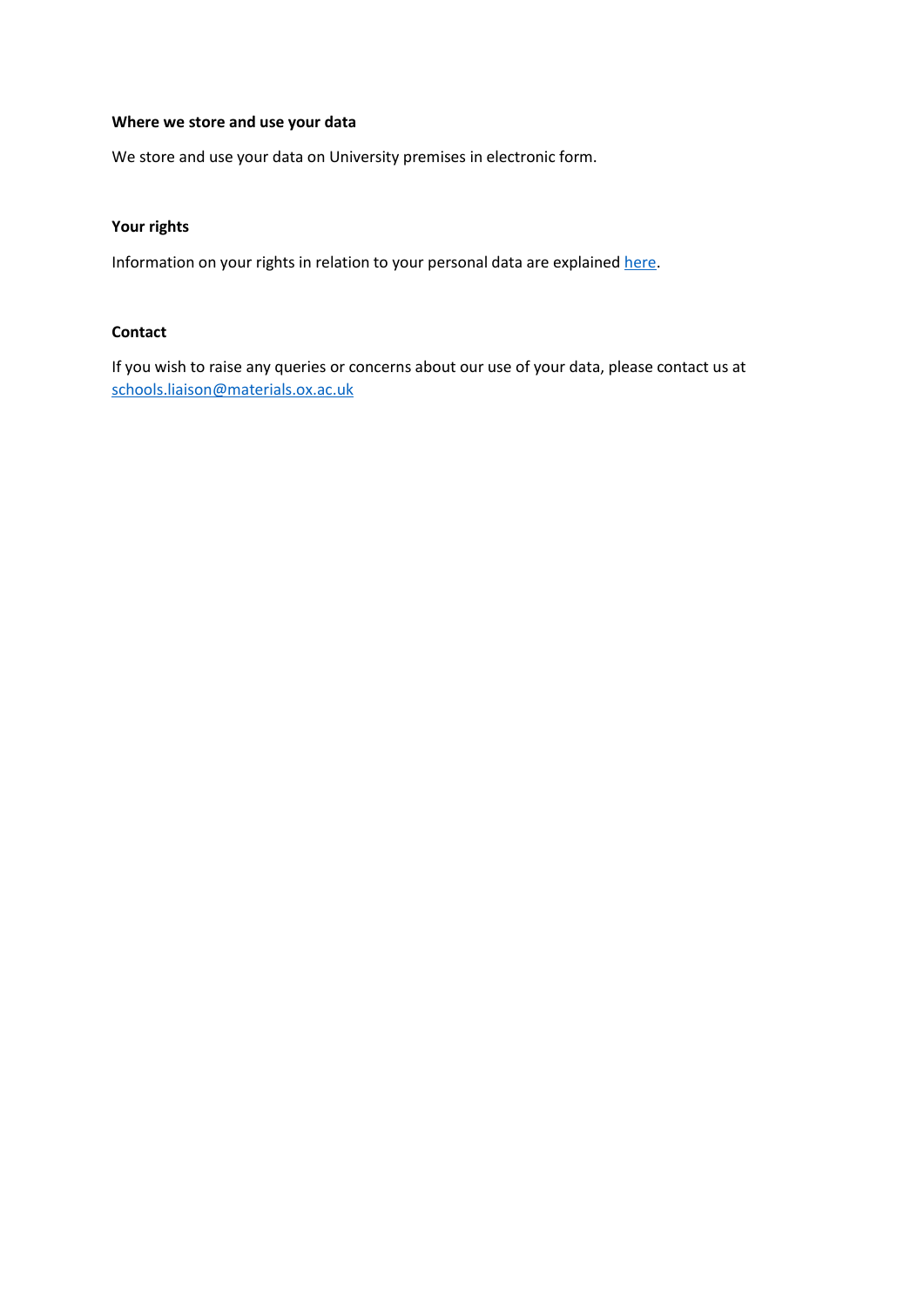**Where we store and use your data**

We store and use your data on University premises in electronic form.

**Your rights**

Information on your rights in relation to your personal data are explained here.

**Contact**

If you wish to raise any queries or concerns about our use of your data, please contact us at schools.liaison@materials.ox.ac.uk